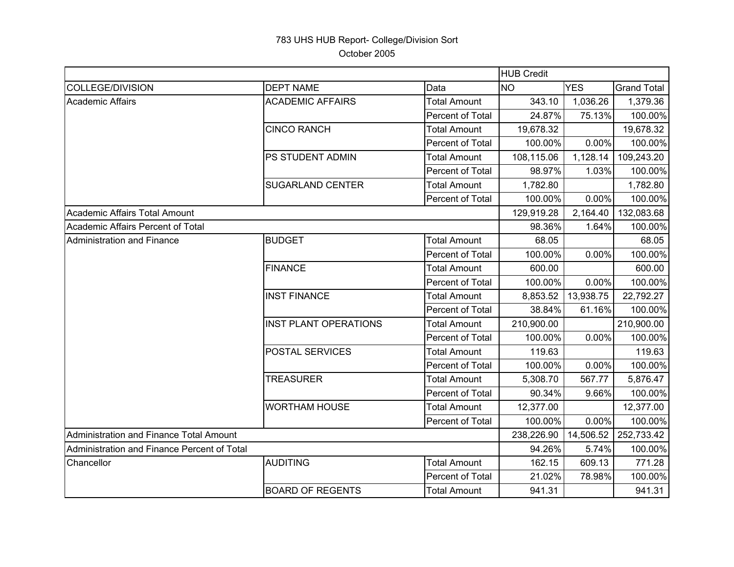783 UHS HUB Report- College/Division Sort

October 2005

| | | | HUB Credit | | |
|---|---|---|---|---|---|
| COLLEGE/DIVISION | DEPT NAME | Data | NO | YES | Grand Total |
| Academic Affairs | ACADEMIC AFFAIRS | Total Amount | 343.10 | 1,036.26 | 1,379.36 |
| | | Percent of Total | 24.87% | 75.13% | 100.00% |
| | CINCO RANCH | Total Amount | 19,678.32 | | 19,678.32 |
| | | Percent of Total | 100.00% | 0.00% | 100.00% |
| | PS STUDENT ADMIN | Total Amount | 108,115.06 | 1,128.14 | 109,243.20 |
| | | Percent of Total | 98.97% | 1.03% | 100.00% |
| | SUGARLAND CENTER | Total Amount | 1,782.80 | | 1,782.80 |
| | | Percent of Total | 100.00% | 0.00% | 100.00% |
| Academic Affairs Total Amount | | | 129,919.28 | 2,164.40 | 132,083.68 |
| Academic Affairs Percent of Total | | | 98.36% | 1.64% | 100.00% |
| Administration and Finance | BUDGET | Total Amount | 68.05 | | 68.05 |
| | | Percent of Total | 100.00% | 0.00% | 100.00% |
| | FINANCE | Total Amount | 600.00 | | 600.00 |
| | | Percent of Total | 100.00% | 0.00% | 100.00% |
| | INST FINANCE | Total Amount | 8,853.52 | 13,938.75 | 22,792.27 |
| | | Percent of Total | 38.84% | 61.16% | 100.00% |
| | INST PLANT OPERATIONS | Total Amount | 210,900.00 | | 210,900.00 |
| | | Percent of Total | 100.00% | 0.00% | 100.00% |
| | POSTAL SERVICES | Total Amount | 119.63 | | 119.63 |
| | | Percent of Total | 100.00% | 0.00% | 100.00% |
| | TREASURER | Total Amount | 5,308.70 | 567.77 | 5,876.47 |
| | | Percent of Total | 90.34% | 9.66% | 100.00% |
| | WORTHAM HOUSE | Total Amount | 12,377.00 | | 12,377.00 |
| | | Percent of Total | 100.00% | 0.00% | 100.00% |
| Administration and Finance Total Amount | | | 238,226.90 | 14,506.52 | 252,733.42 |
| Administration and Finance Percent of Total | | | 94.26% | 5.74% | 100.00% |
| Chancellor | AUDITING | Total Amount | 162.15 | 609.13 | 771.28 |
| | | Percent of Total | 21.02% | 78.98% | 100.00% |
| | BOARD OF REGENTS | Total Amount | 941.31 | | 941.31 |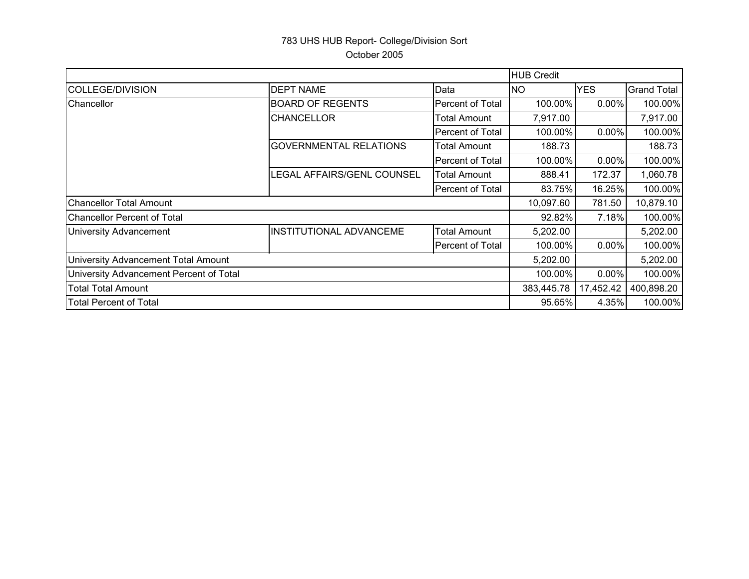783 UHS HUB Report- College/Division Sort

October 2005

| | | | HUB Credit | | |
|---|---|---|---|---|---|
| COLLEGE/DIVISION | DEPT NAME | Data | NO | YES | Grand Total |
| Chancellor | BOARD OF REGENTS | Percent of Total | 100.00% | 0.00% | 100.00% |
| | CHANCELLOR | Total Amount | 7,917.00 | | 7,917.00 |
| | | Percent of Total | 100.00% | 0.00% | 100.00% |
| | GOVERNMENTAL RELATIONS | Total Amount | 188.73 | | 188.73 |
| | | Percent of Total | 100.00% | 0.00% | 100.00% |
| | LEGAL AFFAIRS/GENL COUNSEL | Total Amount | 888.41 | 172.37 | 1,060.78 |
| | | Percent of Total | 83.75% | 16.25% | 100.00% |
| Chancellor Total Amount | | | 10,097.60 | 781.50 | 10,879.10 |
| Chancellor Percent of Total | | | 92.82% | 7.18% | 100.00% |
| University Advancement | INSTITUTIONAL ADVANCEME | Total Amount | 5,202.00 | | 5,202.00 |
| | | Percent of Total | 100.00% | 0.00% | 100.00% |
| University Advancement Total Amount | | | 5,202.00 | | 5,202.00 |
| University Advancement Percent of Total | | | 100.00% | 0.00% | 100.00% |
| Total Total Amount | | | 383,445.78 | 17,452.42 | 400,898.20 |
| Total Percent of Total | | | 95.65% | 4.35% | 100.00% |